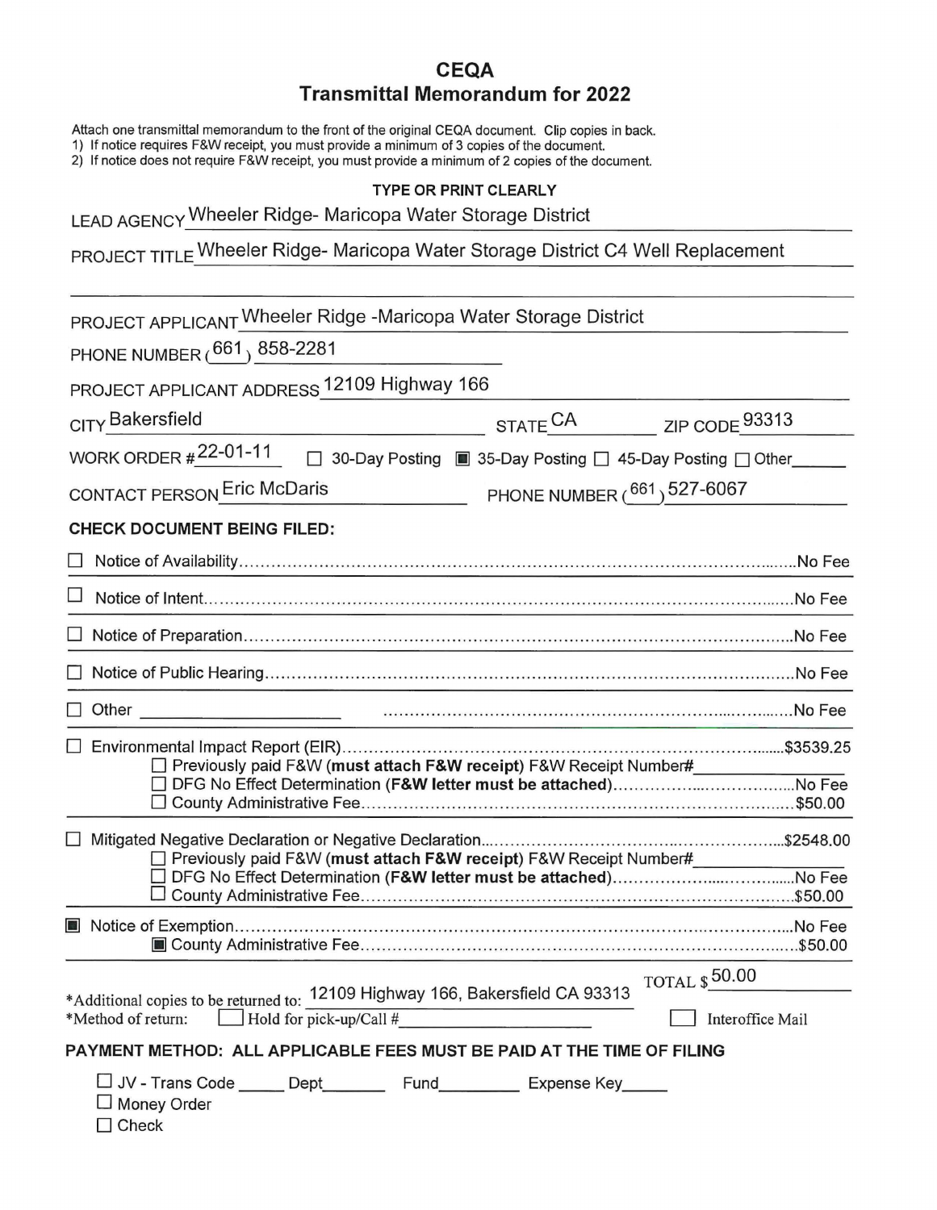# CEQA
## Transmittal Memorandum for 2022

Attach one transmittal memorandum to the front of the original CEQA document. Clip copies in back.
1) If notice requires F&W receipt, you must provide a minimum of 3 copies of the document.
2) If notice does not require F&W receipt, you must provide a minimum of 2 copies of the document.

**TYPE OR PRINT CLEARLY**

LEAD AGENCY Wheeler Ridge- Maricopa Water Storage District

PROJECT TITLE Wheeler Ridge- Maricopa Water Storage District C4 Well Replacement

PROJECT APPLICANT Wheeler Ridge -Maricopa Water Storage District

PHONE NUMBER (661) 858-2281

PROJECT APPLICANT ADDRESS 12109 Highway 166

CITY Bakersfield STATE CA ZIP CODE 93313

WORK ORDER # 22-01-11 ☐ 30-Day Posting ■ 35-Day Posting ☐ 45-Day Posting ☐ Other______

CONTACT PERSON Eric McDaris PHONE NUMBER (661) 527-6067

**CHECK DOCUMENT BEING FILED:**

☐ Notice of Availability.....No Fee

☐ Notice of Intent.....No Fee

☐ Notice of Preparation.....No Fee

☐ Notice of Public Hearing.....No Fee

☐ Other ____________ .....No Fee

☐ Environmental Impact Report (EIR).....$3539.25
- ☐ Previously paid F&W (**must attach F&W receipt**) F&W Receipt Number#__________
- ☐ DFG No Effect Determination (**F&W letter must be attached**).....No Fee
- ☐ County Administrative Fee.....$50.00

☐ Mitigated Negative Declaration or Negative Declaration.....$2548.00
- ☐ Previously paid F&W (**must attach F&W receipt**) F&W Receipt Number#__________
- ☐ DFG No Effect Determination (**F&W letter must be attached**).....No Fee
- ☐ County Administrative Fee.....$50.00

■ Notice of Exemption.....No Fee
- ■ County Administrative Fee.....$50.00

TOTAL $ 50.00

*Additional copies to be returned to: 12109 Highway 166, Bakersfield CA 93313

*Method of return: ☐ Hold for pick-up/Call #__________ ☐ Interoffice Mail

**PAYMENT METHOD: ALL APPLICABLE FEES MUST BE PAID AT THE TIME OF FILING**

☐ JV - Trans Code _____ Dept_______ Fund_________ Expense Key_____
☐ Money Order
☐ Check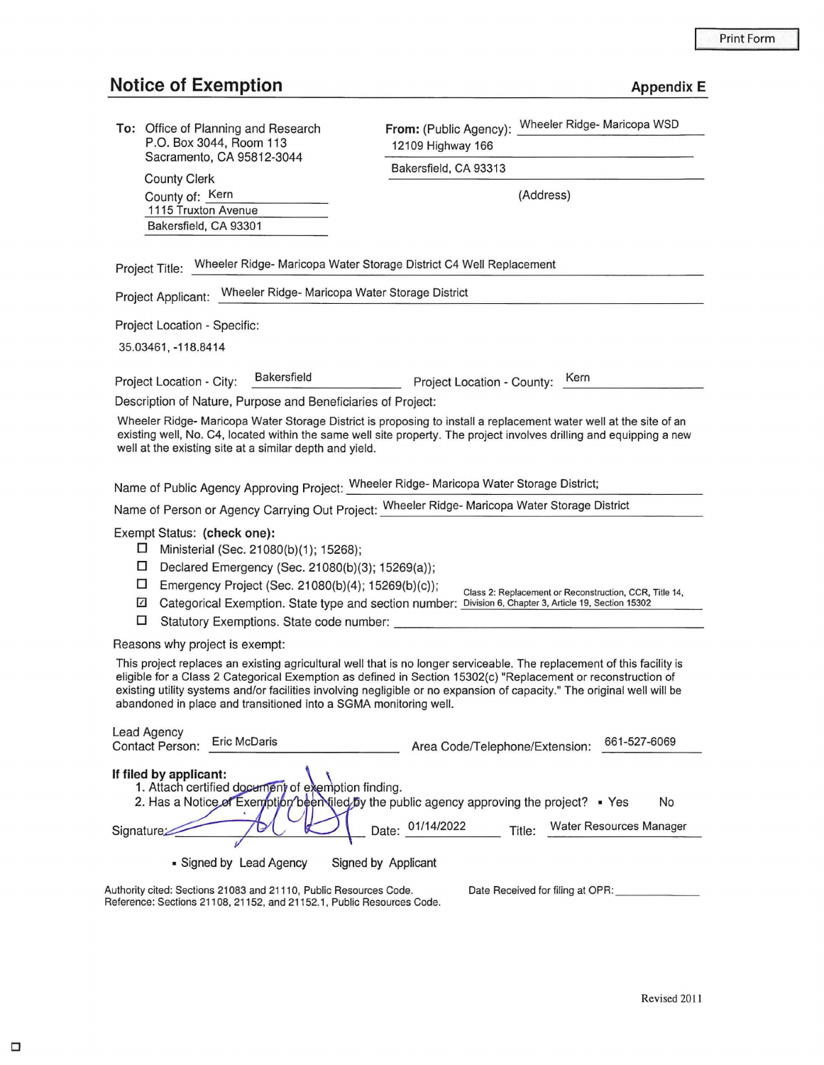Print Form

## Notice of Exemption

**Appendix E**

**To:** Office of Planning and Research
P.O. Box 3044, Room 113
Sacramento, CA 95812-3044

County Clerk
County of: Kern
1115 Truxton Avenue
Bakersfield, CA 93301

**From:** (Public Agency): Wheeler Ridge- Maricopa WSD
12109 Highway 166
Bakersfield, CA 93313
(Address)

Project Title: Wheeler Ridge- Maricopa Water Storage District C4 Well Replacement

Project Applicant: Wheeler Ridge- Maricopa Water Storage District

Project Location - Specific:

35.03461, -118.8414

Project Location - City: Bakersfield     Project Location - County: Kern

Description of Nature, Purpose and Beneficiaries of Project:

Wheeler Ridge- Maricopa Water Storage District is proposing to install a replacement water well at the site of an existing well, No. C4, located within the same well site property. The project involves drilling and equipping a new well at the existing site at a similar depth and yield.

Name of Public Agency Approving Project: Wheeler Ridge- Maricopa Water Storage District;

Name of Person or Agency Carrying Out Project: Wheeler Ridge- Maricopa Water Storage District

Exempt Status: **(check one):**

- ☐ Ministerial (Sec. 21080(b)(1); 15268);
- ☐ Declared Emergency (Sec. 21080(b)(3); 15269(a));
- ☐ Emergency Project (Sec. 21080(b)(4); 15269(b)(c));
- ☑ Categorical Exemption. State type and section number: Class 2: Replacement or Reconstruction, CCR, Title 14, Division 6, Chapter 3, Article 19, Section 15302
- ☐ Statutory Exemptions. State code number: \_\_\_\_\_\_\_\_\_\_

Reasons why project is exempt:

This project replaces an existing agricultural well that is no longer serviceable. The replacement of this facility is eligible for a Class 2 Categorical Exemption as defined in Section 15302(c) "Replacement or reconstruction of existing utility systems and/or facilities involving negligible or no expansion of capacity." The original well will be abandoned in place and transitioned into a SGMA monitoring well.

Lead Agency Contact Person: Eric McDaris     Area Code/Telephone/Extension: 661-527-6069

**If filed by applicant:**

1. Attach certified document of exemption finding.
2. Has a Notice of Exemption been filed by the public agency approving the project? ▪ Yes  No

Signature: [signature]     Date: 01/14/2022     Title: Water Resources Manager

▪ Signed by Lead Agency     Signed by Applicant

Authority cited: Sections 21083 and 21110, Public Resources Code.
Reference: Sections 21108, 21152, and 21152.1, Public Resources Code.

Date Received for filing at OPR: \_\_\_\_\_\_\_\_\_\_

Revised 2011